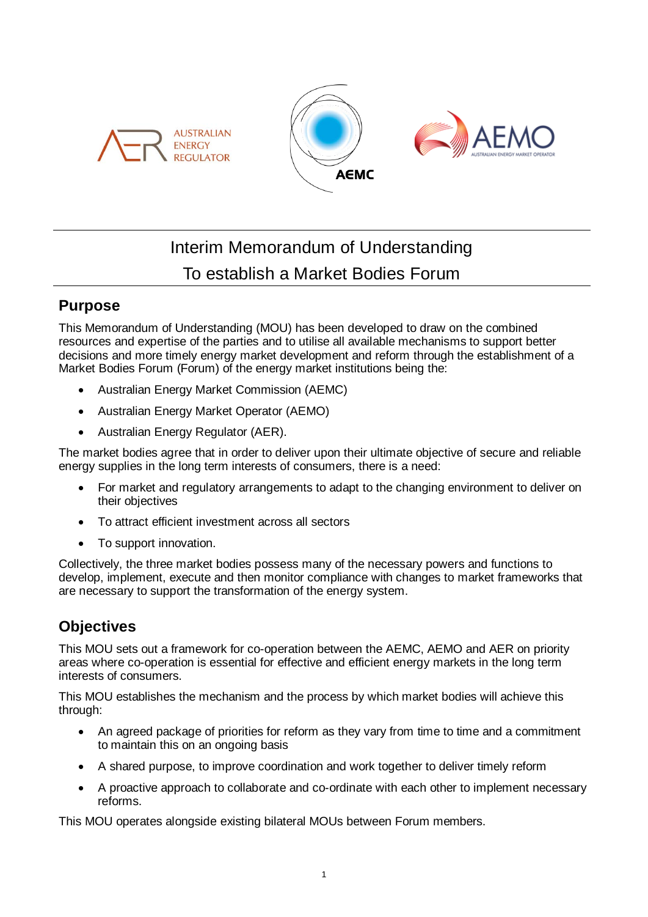# Interim Memorandum of Understanding
# To establish a Market Bodies Forum

## Purpose

This Memorandum of Understanding (MOU) has been developed to draw on the combined resources and expertise of the parties and to utilise all available mechanisms to support better decisions and more timely energy market development and reform through the establishment of a Market Bodies Forum (Forum) of the energy market institutions being the:

- Australian Energy Market Commission (AEMC)
- Australian Energy Market Operator (AEMO)
- Australian Energy Regulator (AER).

The market bodies agree that in order to deliver upon their ultimate objective of secure and reliable energy supplies in the long term interests of consumers, there is a need:

- For market and regulatory arrangements to adapt to the changing environment to deliver on their objectives
- To attract efficient investment across all sectors
- To support innovation.

Collectively, the three market bodies possess many of the necessary powers and functions to develop, implement, execute and then monitor compliance with changes to market frameworks that are necessary to support the transformation of the energy system.

## Objectives

This MOU sets out a framework for co-operation between the AEMC, AEMO and AER on priority areas where co-operation is essential for effective and efficient energy markets in the long term interests of consumers.

This MOU establishes the mechanism and the process by which market bodies will achieve this through:

- An agreed package of priorities for reform as they vary from time to time and a commitment to maintain this on an ongoing basis
- A shared purpose, to improve coordination and work together to deliver timely reform
- A proactive approach to collaborate and co-ordinate with each other to implement necessary reforms.

This MOU operates alongside existing bilateral MOUs between Forum members.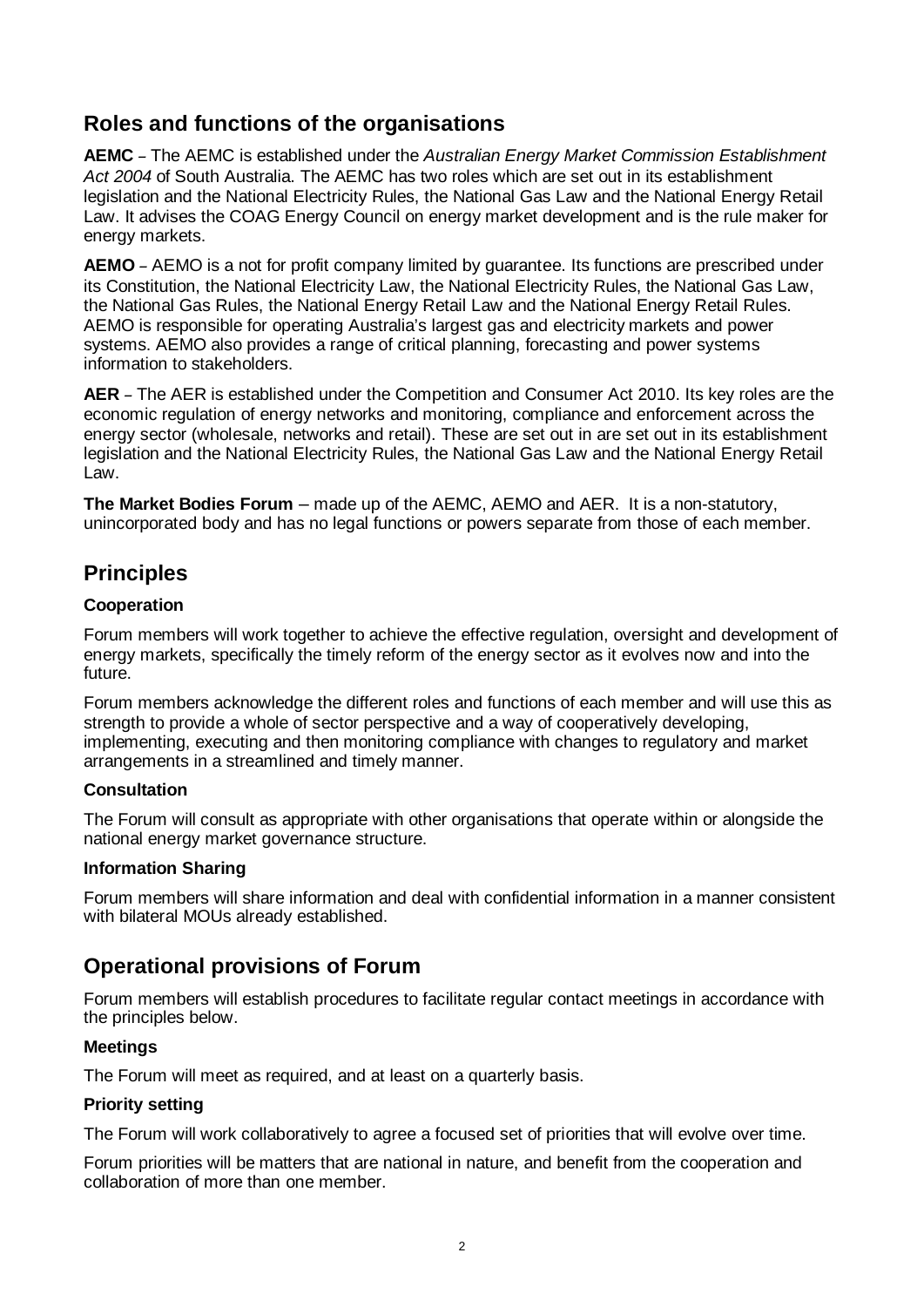## Roles and functions of the organisations

**AEMC** – The AEMC is established under the *Australian Energy Market Commission Establishment Act 2004* of South Australia. The AEMC has two roles which are set out in its establishment legislation and the National Electricity Rules, the National Gas Law and the National Energy Retail Law. It advises the COAG Energy Council on energy market development and is the rule maker for energy markets.

**AEMO** – AEMO is a not for profit company limited by guarantee. Its functions are prescribed under its Constitution, the National Electricity Law, the National Electricity Rules, the National Gas Law, the National Gas Rules, the National Energy Retail Law and the National Energy Retail Rules. AEMO is responsible for operating Australia's largest gas and electricity markets and power systems. AEMO also provides a range of critical planning, forecasting and power systems information to stakeholders.

**AER** – The AER is established under the Competition and Consumer Act 2010. Its key roles are the economic regulation of energy networks and monitoring, compliance and enforcement across the energy sector (wholesale, networks and retail). These are set out in are set out in its establishment legislation and the National Electricity Rules, the National Gas Law and the National Energy Retail Law.

**The Market Bodies Forum** – made up of the AEMC, AEMO and AER. It is a non-statutory, unincorporated body and has no legal functions or powers separate from those of each member.

## Principles

### Cooperation

Forum members will work together to achieve the effective regulation, oversight and development of energy markets, specifically the timely reform of the energy sector as it evolves now and into the future.

Forum members acknowledge the different roles and functions of each member and will use this as strength to provide a whole of sector perspective and a way of cooperatively developing, implementing, executing and then monitoring compliance with changes to regulatory and market arrangements in a streamlined and timely manner.

### Consultation

The Forum will consult as appropriate with other organisations that operate within or alongside the national energy market governance structure.

### Information Sharing

Forum members will share information and deal with confidential information in a manner consistent with bilateral MOUs already established.

## Operational provisions of Forum

Forum members will establish procedures to facilitate regular contact meetings in accordance with the principles below.

### Meetings

The Forum will meet as required, and at least on a quarterly basis.

### Priority setting

The Forum will work collaboratively to agree a focused set of priorities that will evolve over time.

Forum priorities will be matters that are national in nature, and benefit from the cooperation and collaboration of more than one member.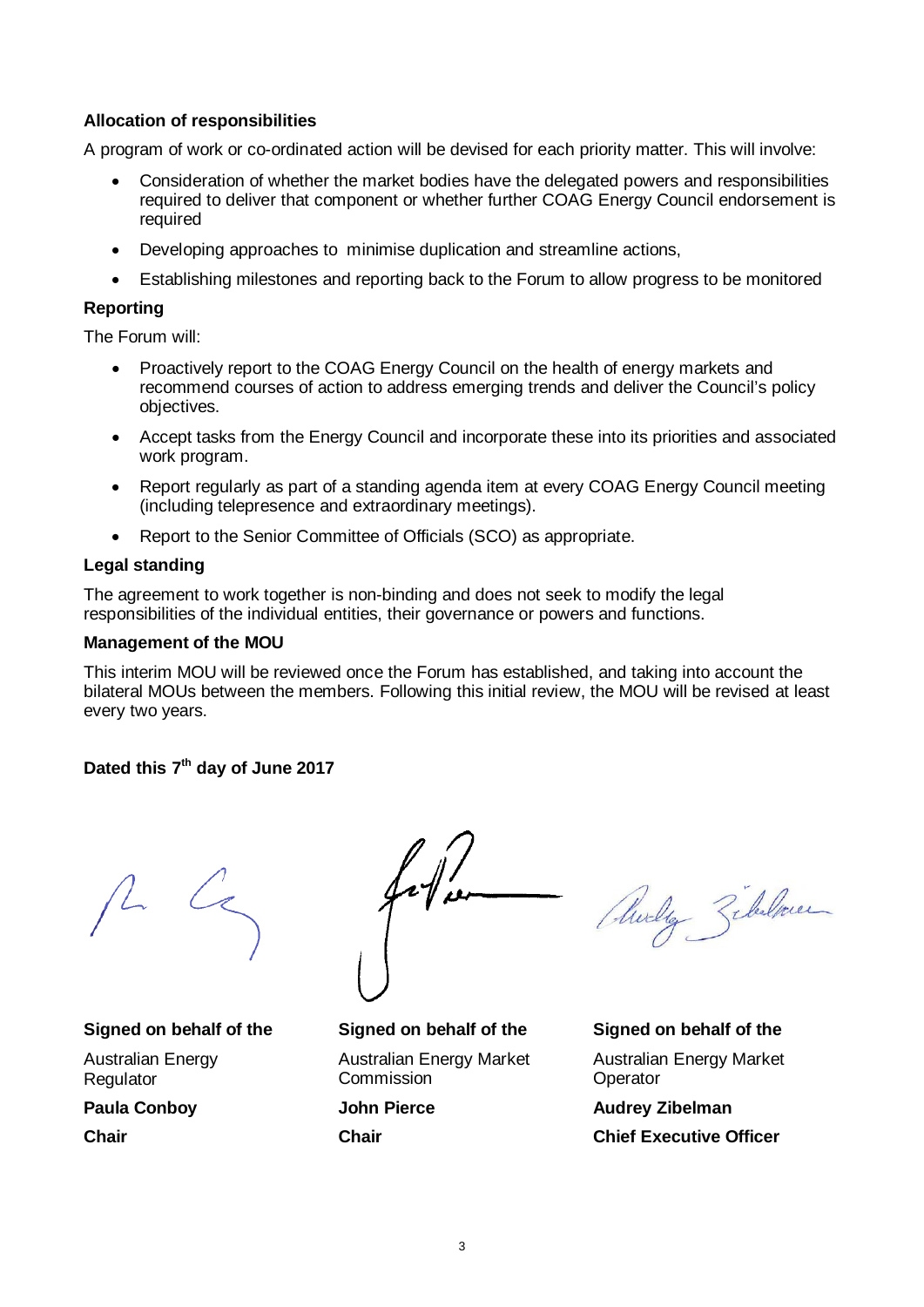**Allocation of responsibilities**

A program of work or co-ordinated action will be devised for each priority matter. This will involve:

- Consideration of whether the market bodies have the delegated powers and responsibilities required to deliver that component or whether further COAG Energy Council endorsement is required
- Developing approaches to minimise duplication and streamline actions,
- Establishing milestones and reporting back to the Forum to allow progress to be monitored

**Reporting**

The Forum will:

- Proactively report to the COAG Energy Council on the health of energy markets and recommend courses of action to address emerging trends and deliver the Council's policy objectives.
- Accept tasks from the Energy Council and incorporate these into its priorities and associated work program.
- Report regularly as part of a standing agenda item at every COAG Energy Council meeting (including telepresence and extraordinary meetings).
- Report to the Senior Committee of Officials (SCO) as appropriate.

**Legal standing**

The agreement to work together is non-binding and does not seek to modify the legal responsibilities of the individual entities, their governance or powers and functions.

**Management of the MOU**

This interim MOU will be reviewed once the Forum has established, and taking into account the bilateral MOUs between the members. Following this initial review, the MOU will be revised at least every two years.

**Dated this 7th day of June 2017**

**Signed on behalf of the**

Australian Energy Regulator

**Paula Conboy**

**Chair**

**Signed on behalf of the**

Australian Energy Market Commission

**John Pierce**

**Chair**

**Signed on behalf of the**

Australian Energy Market Operator

**Audrey Zibelman**

**Chief Executive Officer**